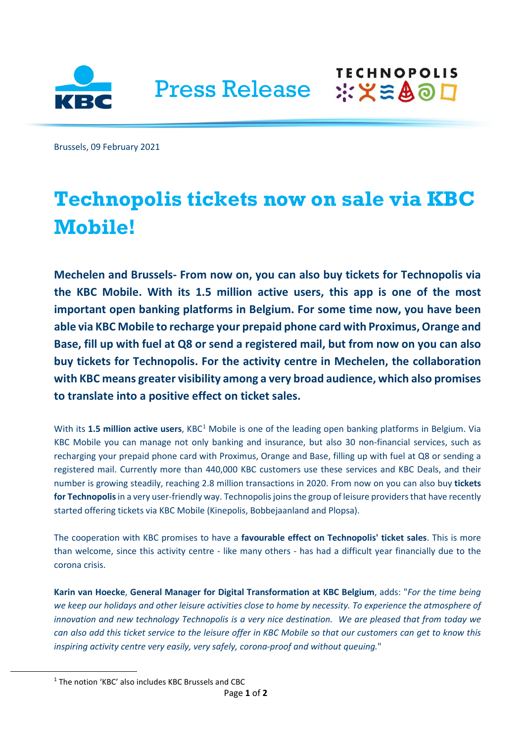Press Release

Brussels, 09 February 2021

# Technopolis tickets now on sale via KBC Mobile!

**Mechelen and Brussels- From now on, you can also buy tickets for Technopolis via the KBC Mobile. With its 1.5 million active users, this app is one of the most important open banking platforms in Belgium. For some time now, you have been able via KBC Mobile to recharge your prepaid phone card with Proximus, Orange and Base, fill up with fuel at Q8 or send a registered mail, but from now on you can also buy tickets for Technopolis. For the activity centre in Mechelen, the collaboration with KBC means greater visibility among a very broad audience, which also promises to translate into a positive effect on ticket sales.**

With its **1.5 million active users**, KBC[1] Mobile is one of the leading open banking platforms in Belgium. Via KBC Mobile you can manage not only banking and insurance, but also 30 non-financial services, such as recharging your prepaid phone card with Proximus, Orange and Base, filling up with fuel at Q8 or sending a registered mail. Currently more than 440,000 KBC customers use these services and KBC Deals, and their number is growing steadily, reaching 2.8 million transactions in 2020. From now on you can also buy **tickets for Technopolis** in a very user-friendly way. Technopolis joins the group of leisure providers that have recently started offering tickets via KBC Mobile (Kinepolis, Bobbejaanland and Plopsa).

The cooperation with KBC promises to have a **favourable effect on Technopolis' ticket sales**. This is more than welcome, since this activity centre - like many others - has had a difficult year financially due to the corona crisis.

**Karin van Hoecke**, **General Manager for Digital Transformation at KBC Belgium**, adds: "*For the time being we keep our holidays and other leisure activities close to home by necessity. To experience the atmosphere of innovation and new technology Technopolis is a very nice destination. We are pleased that from today we can also add this ticket service to the leisure offer in KBC Mobile so that our customers can get to know this inspiring activity centre very easily, very safely, corona-proof and without queuing.*"

[1] The notion 'KBC' also includes KBC Brussels and CBC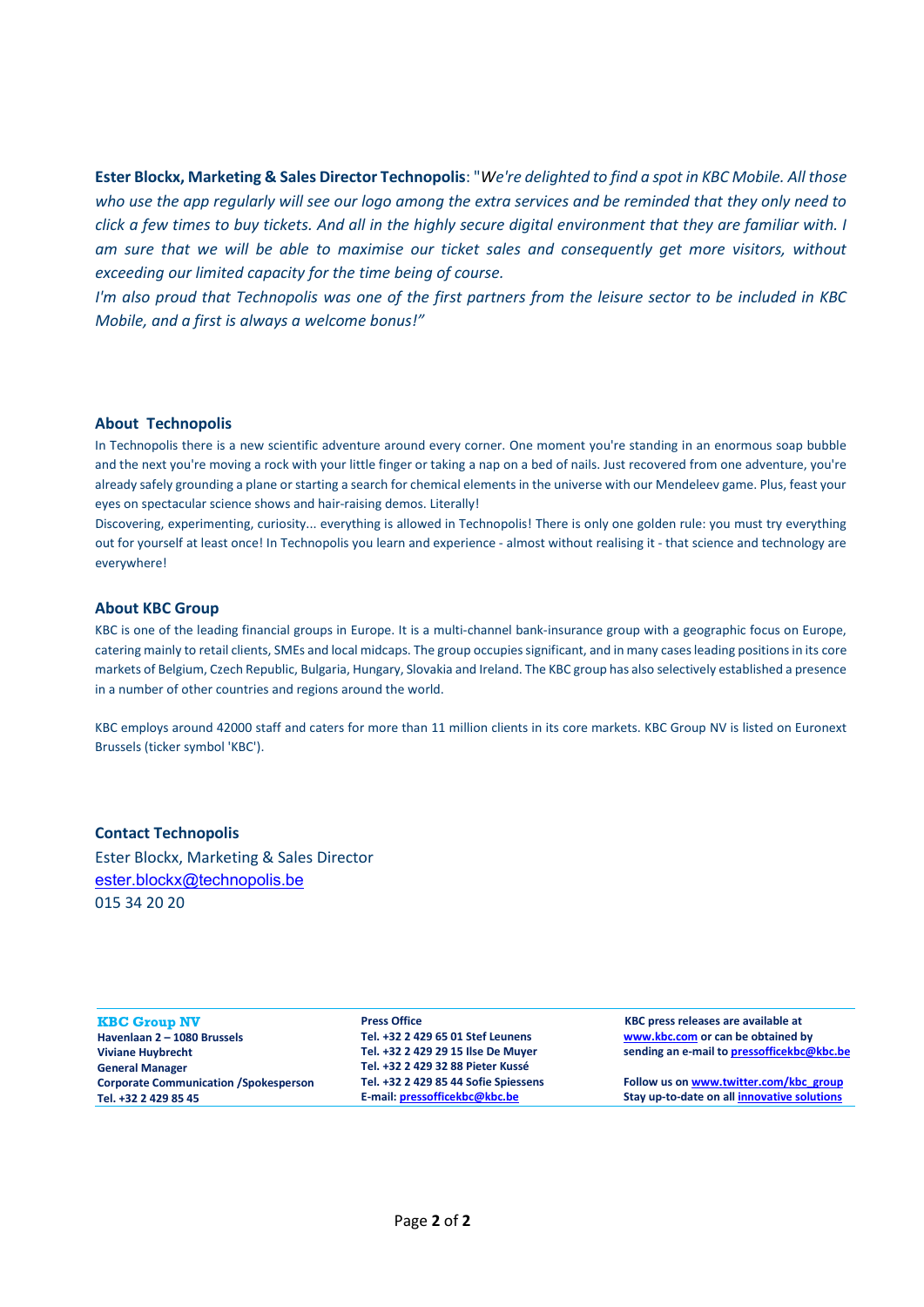**Ester Blockx, Marketing & Sales Director Technopolis**: "*We're delighted to find a spot in KBC Mobile. All those who use the app regularly will see our logo among the extra services and be reminded that they only need to click a few times to buy tickets. And all in the highly secure digital environment that they are familiar with. I am sure that we will be able to maximise our ticket sales and consequently get more visitors, without exceeding our limited capacity for the time being of course.*
*I'm also proud that Technopolis was one of the first partners from the leisure sector to be included in KBC Mobile, and a first is always a welcome bonus!"*

## About Technopolis

In Technopolis there is a new scientific adventure around every corner. One moment you're standing in an enormous soap bubble and the next you're moving a rock with your little finger or taking a nap on a bed of nails. Just recovered from one adventure, you're already safely grounding a plane or starting a search for chemical elements in the universe with our Mendeleev game. Plus, feast your eyes on spectacular science shows and hair-raising demos. Literally!
Discovering, experimenting, curiosity... everything is allowed in Technopolis! There is only one golden rule: you must try everything out for yourself at least once! In Technopolis you learn and experience - almost without realising it - that science and technology are everywhere!

## About KBC Group

KBC is one of the leading financial groups in Europe. It is a multi-channel bank-insurance group with a geographic focus on Europe, catering mainly to retail clients, SMEs and local midcaps. The group occupies significant, and in many cases leading positions in its core markets of Belgium, Czech Republic, Bulgaria, Hungary, Slovakia and Ireland. The KBC group has also selectively established a presence in a number of other countries and regions around the world.

KBC employs around 42000 staff and caters for more than 11 million clients in its core markets. KBC Group NV is listed on Euronext Brussels (ticker symbol 'KBC').

## Contact Technopolis

Ester Blockx, Marketing & Sales Director
ester.blockx@technopolis.be
015 34 20 20

**KBC Group NV**
**Havenlaan 2 – 1080 Brussels**
**Viviane Huybrecht**
**General Manager**
**Corporate Communication /Spokesperson**
**Tel. +32 2 429 85 45**

**Press Office**
**Tel. +32 2 429 65 01 Stef Leunens**
**Tel. +32 2 429 29 15 Ilse De Muyer**
**Tel. +32 2 429 32 88 Pieter Kussé**
**Tel. +32 2 429 85 44 Sofie Spiessens**
**E-mail: pressofficekbc@kbc.be**

**KBC press releases are available at www.kbc.com or can be obtained by sending an e-mail to pressofficekbc@kbc.be**

**Follow us on www.twitter.com/kbc_group**
**Stay up-to-date on all innovative solutions**